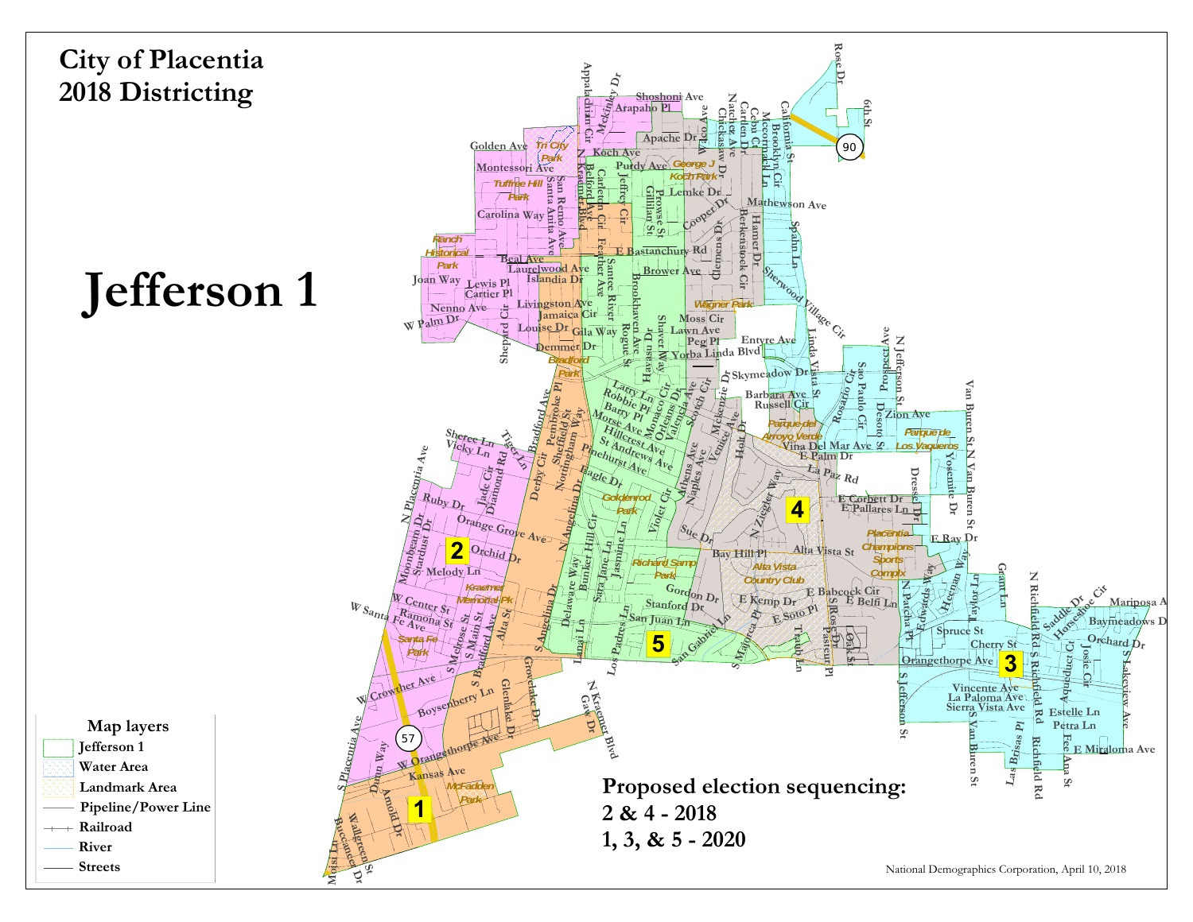# City of Placentia 2018 Districting

# Jefferson 1

**Map layers**

- Jefferson 1
- Water Area
- Landmark Area
- Pipeline/Power Line
- Railroad
- River
- Streets

**Proposed election sequencing:**

**2 & 4 - 2018**

**1, 3, & 5 - 2020**

National Demographics Corporation, April 10, 2018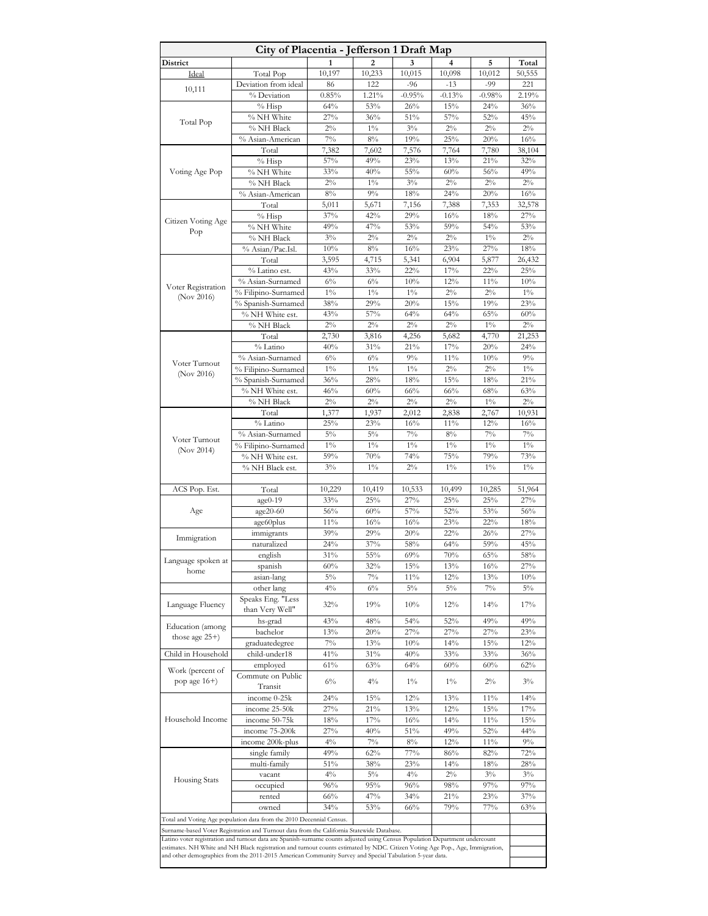# City of Placentia - Jefferson 1 Draft Map

| District | | 1 | 2 | 3 | 4 | 5 | Total |
|---|---|---|---|---|---|---|---|
| Ideal | Total Pop | 10,197 | 10,233 | 10,015 | 10,098 | 10,012 | 50,555 |
| 10,111 | Deviation from ideal | 86 | 122 | -96 | -13 | -99 | 221 |
| | % Deviation | 0.85% | 1.21% | -0.95% | -0.13% | -0.98% | 2.19% |
| Total Pop | % Hisp | 64% | 53% | 26% | 15% | 24% | 36% |
| | % NH White | 27% | 36% | 51% | 57% | 52% | 45% |
| | % NH Black | 2% | 1% | 3% | 2% | 2% | 2% |
| | % Asian-American | 7% | 8% | 19% | 25% | 20% | 16% |
| Voting Age Pop | Total | 7,382 | 7,602 | 7,576 | 7,764 | 7,780 | 38,104 |
| | % Hisp | 57% | 49% | 23% | 13% | 21% | 32% |
| | % NH White | 33% | 40% | 55% | 60% | 56% | 49% |
| | % NH Black | 2% | 1% | 3% | 2% | 2% | 2% |
| | % Asian-American | 8% | 9% | 18% | 24% | 20% | 16% |
| Citizen Voting Age Pop | Total | 5,011 | 5,671 | 7,156 | 7,388 | 7,353 | 32,578 |
| | % Hisp | 37% | 42% | 29% | 16% | 18% | 27% |
| | % NH White | 49% | 47% | 53% | 59% | 54% | 53% |
| | % NH Black | 3% | 2% | 2% | 2% | 1% | 2% |
| | % Asian/Pac.Isl. | 10% | 8% | 16% | 23% | 27% | 18% |
| Voter Registration (Nov 2016) | Total | 3,595 | 4,715 | 5,341 | 6,904 | 5,877 | 26,432 |
| | % Latino est. | 43% | 33% | 22% | 17% | 22% | 25% |
| | % Asian-Surnamed | 6% | 6% | 10% | 12% | 11% | 10% |
| | % Filipino-Surnamed | 1% | 1% | 1% | 2% | 2% | 1% |
| | % Spanish-Surnamed | 38% | 29% | 20% | 15% | 19% | 23% |
| | % NH White est. | 43% | 57% | 64% | 64% | 65% | 60% |
| | % NH Black | 2% | 2% | 2% | 2% | 1% | 2% |
| Voter Turnout (Nov 2016) | Total | 2,730 | 3,816 | 4,256 | 5,682 | 4,770 | 21,253 |
| | % Latino | 40% | 31% | 21% | 17% | 20% | 24% |
| | % Asian-Surnamed | 6% | 6% | 9% | 11% | 10% | 9% |
| | % Filipino-Surnamed | 1% | 1% | 1% | 2% | 2% | 1% |
| | % Spanish-Surnamed | 36% | 28% | 18% | 15% | 18% | 21% |
| | % NH White est. | 46% | 60% | 66% | 66% | 68% | 63% |
| | % NH Black | 2% | 2% | 2% | 2% | 1% | 2% |
| Voter Turnout (Nov 2014) | Total | 1,377 | 1,937 | 2,012 | 2,838 | 2,767 | 10,931 |
| | % Latino | 25% | 23% | 16% | 11% | 12% | 16% |
| | % Asian-Surnamed | 5% | 5% | 7% | 8% | 7% | 7% |
| | % Filipino-Surnamed | 1% | 1% | 1% | 1% | 1% | 1% |
| | % NH White est. | 59% | 70% | 74% | 75% | 79% | 73% |
| | % NH Black est. | 3% | 1% | 2% | 1% | 1% | 1% |
| ACS Pop. Est. | Total | 10,229 | 10,419 | 10,533 | 10,499 | 10,285 | 51,964 |
| Age | age0-19 | 33% | 25% | 27% | 25% | 25% | 27% |
| | age20-60 | 56% | 60% | 57% | 52% | 53% | 56% |
| | age60plus | 11% | 16% | 16% | 23% | 22% | 18% |
| Immigration | immigrants | 39% | 29% | 20% | 22% | 26% | 27% |
| | naturalized | 24% | 37% | 58% | 64% | 59% | 45% |
| Language spoken at home | english | 31% | 55% | 69% | 70% | 65% | 58% |
| | spanish | 60% | 32% | 15% | 13% | 16% | 27% |
| | asian-lang | 5% | 7% | 11% | 12% | 13% | 10% |
| | other lang | 4% | 6% | 5% | 5% | 7% | 5% |
| Language Fluency | Speaks Eng. "Less than Very Well" | 32% | 19% | 10% | 12% | 14% | 17% |
| Education (among those age 25+) | hs-grad | 43% | 48% | 54% | 52% | 49% | 49% |
| | bachelor | 13% | 20% | 27% | 27% | 27% | 23% |
| | graduatedegree | 7% | 13% | 10% | 14% | 15% | 12% |
| Child in Household | child-under18 | 41% | 31% | 40% | 33% | 33% | 36% |
| Work (percent of pop age 16+) | employed | 61% | 63% | 64% | 60% | 60% | 62% |
| | Commute on Public Transit | 6% | 4% | 1% | 1% | 2% | 3% |
| Household Income | income 0-25k | 24% | 15% | 12% | 13% | 11% | 14% |
| | income 25-50k | 27% | 21% | 13% | 12% | 15% | 17% |
| | income 50-75k | 18% | 17% | 16% | 14% | 11% | 15% |
| | income 75-200k | 27% | 40% | 51% | 49% | 52% | 44% |
| | income 200k-plus | 4% | 7% | 8% | 12% | 11% | 9% |
| Housing Stats | single family | 49% | 62% | 77% | 86% | 82% | 72% |
| | multi-family | 51% | 38% | 23% | 14% | 18% | 28% |
| | vacant | 4% | 5% | 4% | 2% | 3% | 3% |
| | occupied | 96% | 95% | 96% | 98% | 97% | 97% |
| | rented | 66% | 47% | 34% | 21% | 23% | 37% |
| | owned | 34% | 53% | 66% | 79% | 77% | 63% |

Total and Voting Age population data from the 2010 Decennial Census.

Surname-based Voter Registration and Turnout data from the California Statewide Database.

Latino voter registration and turnout data are Spanish-surname counts adjusted using Census Population Department undercount estimates. NH White and NH Black registration and turnout counts estimated by NDC. Citizen Voting Age Pop., Age, Immigration, and other demographics from the 2011-2015 American Community Survey and Special Tabulation 5-year data.